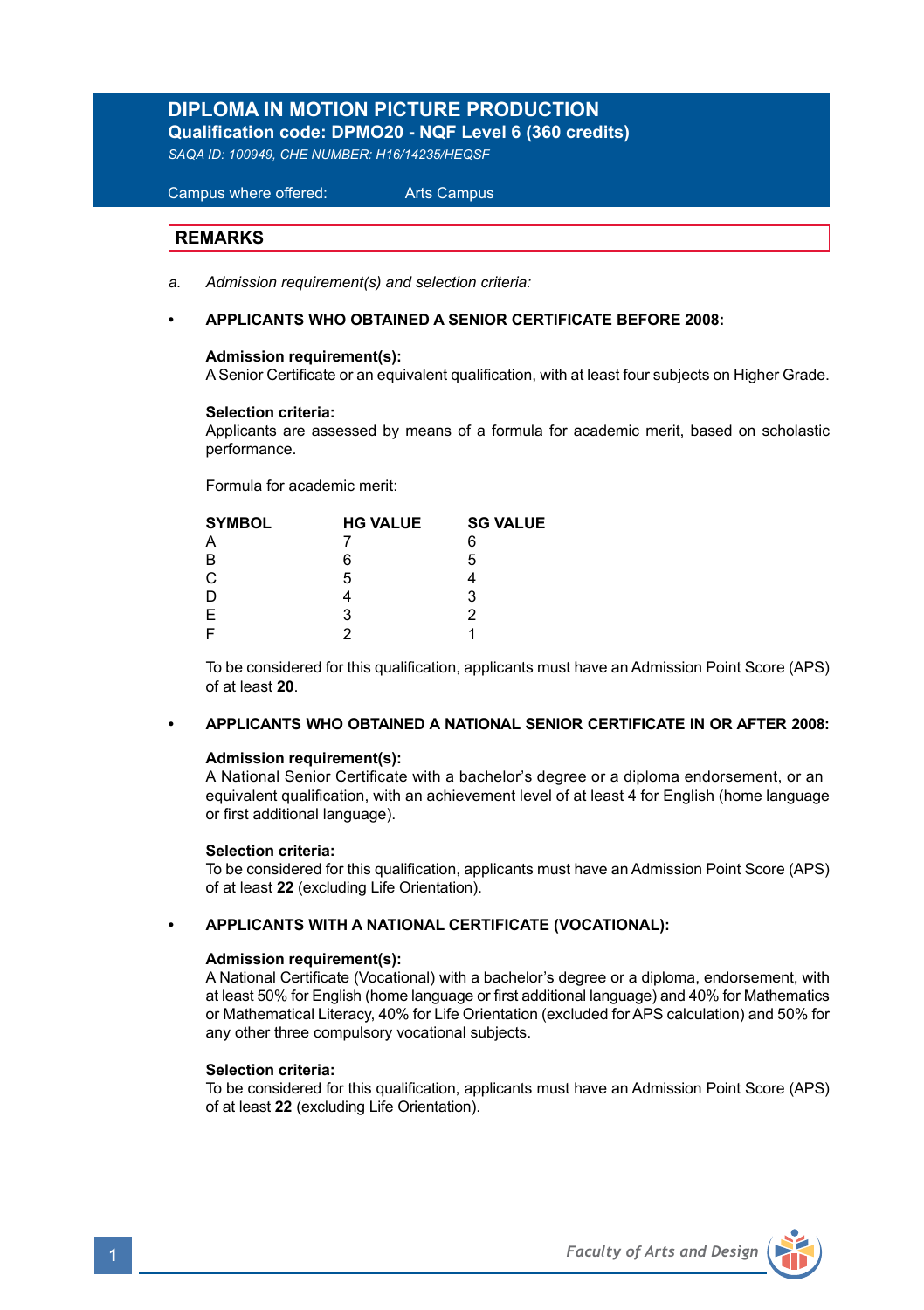# DIPLOMA IN MOTION PICTURE PRODUCTION

**Qualification code: DPMO20 - NQF Level 6 (360 credits)**

*SAQA ID: 100949, CHE NUMBER: H16/14235/HEQSF*

Campus where offered: Arts Campus

## REMARKS

a. *Admission requirement(s) and selection criteria:*

- **APPLICANTS WHO OBTAINED A SENIOR CERTIFICATE BEFORE 2008:**

  **Admission requirement(s):**
  A Senior Certificate or an equivalent qualification, with at least four subjects on Higher Grade.

  **Selection criteria:**
  Applicants are assessed by means of a formula for academic merit, based on scholastic performance.

  Formula for academic merit:

| SYMBOL | HG VALUE | SG VALUE |
|---|---|---|
| A | 7 | 6 |
| B | 6 | 5 |
| C | 5 | 4 |
| D | 4 | 3 |
| E | 3 | 2 |
| F | 2 | 1 |

  To be considered for this qualification, applicants must have an Admission Point Score (APS) of at least **20**.

- **APPLICANTS WHO OBTAINED A NATIONAL SENIOR CERTIFICATE IN OR AFTER 2008:**

  **Admission requirement(s):**
  A National Senior Certificate with a bachelor's degree or a diploma endorsement, or an equivalent qualification, with an achievement level of at least 4 for English (home language or first additional language).

  **Selection criteria:**
  To be considered for this qualification, applicants must have an Admission Point Score (APS) of at least **22** (excluding Life Orientation).

- **APPLICANTS WITH A NATIONAL CERTIFICATE (VOCATIONAL):**

  **Admission requirement(s):**
  A National Certificate (Vocational) with a bachelor's degree or a diploma, endorsement, with at least 50% for English (home language or first additional language) and 40% for Mathematics or Mathematical Literacy, 40% for Life Orientation (excluded for APS calculation) and 50% for any other three compulsory vocational subjects.

  **Selection criteria:**
  To be considered for this qualification, applicants must have an Admission Point Score (APS) of at least **22** (excluding Life Orientation).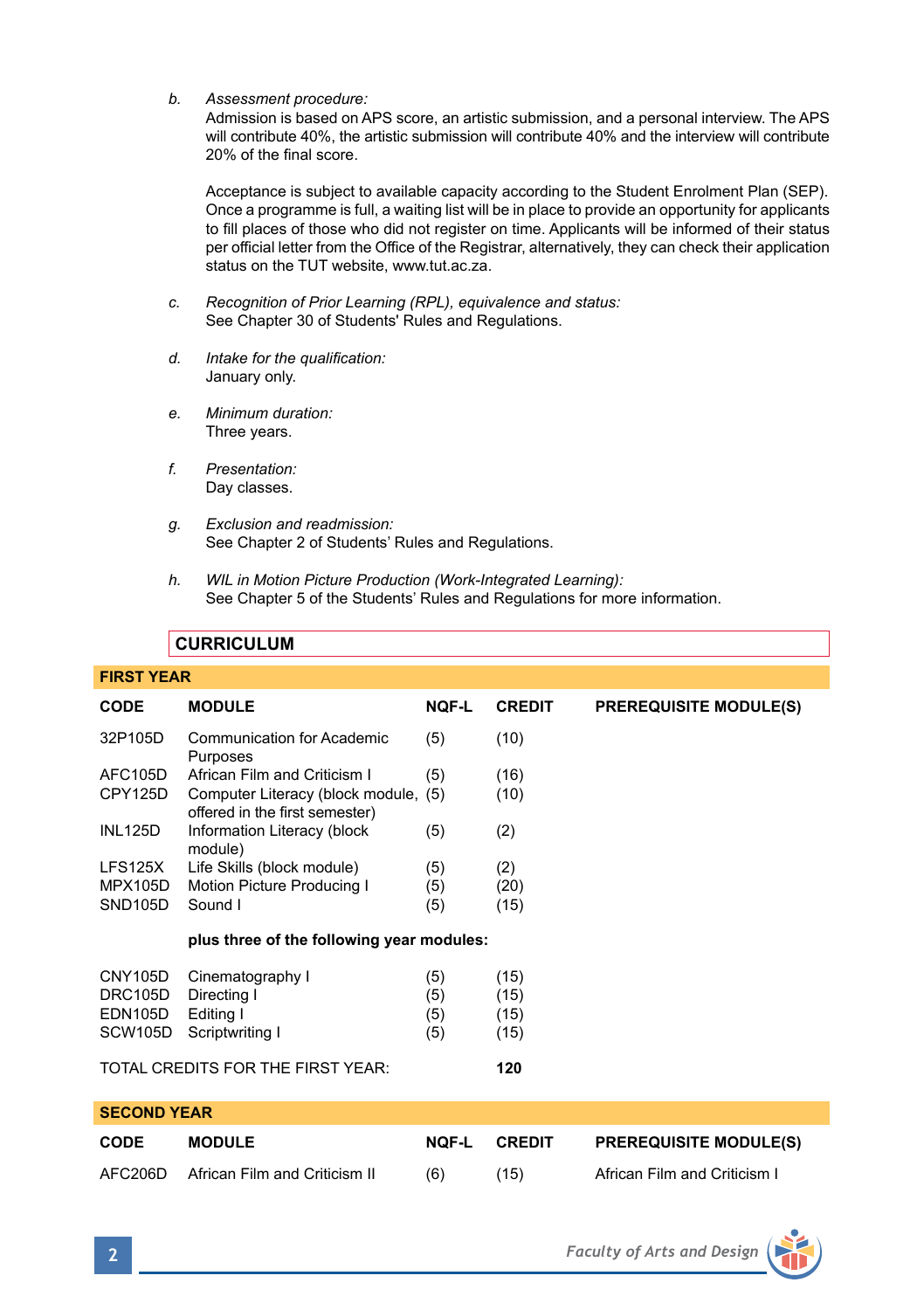*b. Assessment procedure:*
Admission is based on APS score, an artistic submission, and a personal interview. The APS will contribute 40%, the artistic submission will contribute 40% and the interview will contribute 20% of the final score.

Acceptance is subject to available capacity according to the Student Enrolment Plan (SEP). Once a programme is full, a waiting list will be in place to provide an opportunity for applicants to fill places of those who did not register on time. Applicants will be informed of their status per official letter from the Office of the Registrar, alternatively, they can check their application status on the TUT website, www.tut.ac.za.

*c. Recognition of Prior Learning (RPL), equivalence and status:*
See Chapter 30 of Students' Rules and Regulations.

*d. Intake for the qualification:*
January only.

*e. Minimum duration:*
Three years.

*f. Presentation:*
Day classes.

*g. Exclusion and readmission:*
See Chapter 2 of Students' Rules and Regulations.

*h. WIL in Motion Picture Production (Work-Integrated Learning):*
See Chapter 5 of the Students' Rules and Regulations for more information.

## CURRICULUM

### FIRST YEAR

| CODE | MODULE | NQF-L | CREDIT | PREREQUISITE MODULE(S) |
|---|---|---|---|---|
| 32P105D | Communication for Academic Purposes | (5) | (10) | |
| AFC105D | African Film and Criticism I | (5) | (16) | |
| CPY125D | Computer Literacy (block module, offered in the first semester) | (5) | (10) | |
| INL125D | Information Literacy (block module) | (5) | (2) | |
| LFS125X | Life Skills (block module) | (5) | (2) | |
| MPX105D | Motion Picture Producing I | (5) | (20) | |
| SND105D | Sound I | (5) | (15) | |
| | **plus three of the following year modules:** | | | |
| CNY105D | Cinematography I | (5) | (15) | |
| DRC105D | Directing I | (5) | (15) | |
| EDN105D | Editing I | (5) | (15) | |
| SCW105D | Scriptwriting I | (5) | (15) | |

TOTAL CREDITS FOR THE FIRST YEAR: **120**

### SECOND YEAR

| CODE | MODULE | NQF-L | CREDIT | PREREQUISITE MODULE(S) |
|---|---|---|---|---|
| AFC206D | African Film and Criticism II | (6) | (15) | African Film and Criticism I |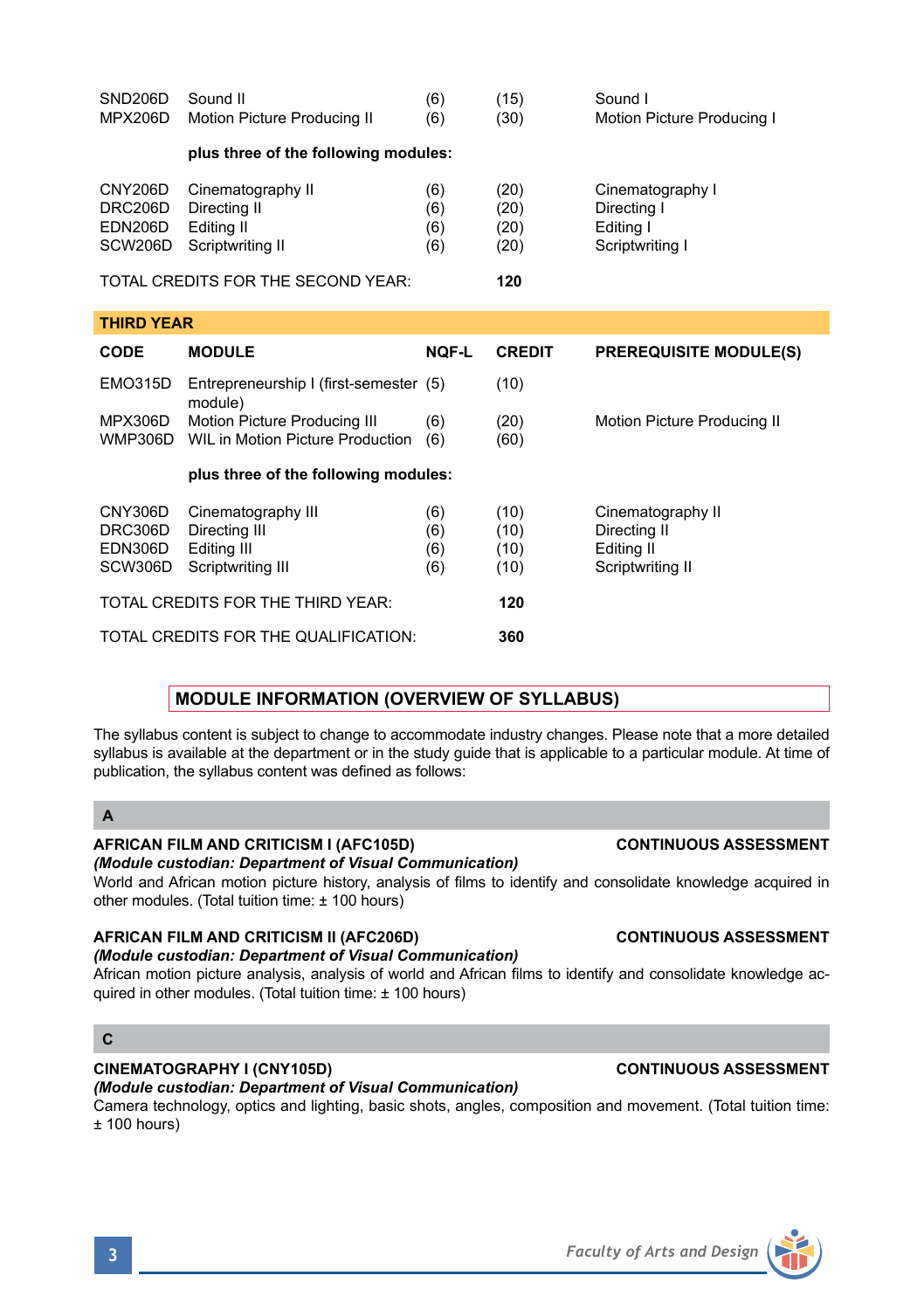| | | | | |
|---|---|---|---|---|
| SND206D | Sound II | (6) | (15) | Sound I |
| MPX206D | Motion Picture Producing II | (6) | (30) | Motion Picture Producing I |
| | **plus three of the following modules:** | | | |
| CNY206D | Cinematography II | (6) | (20) | Cinematography I |
| DRC206D | Directing II | (6) | (20) | Directing I |
| EDN206D | Editing II | (6) | (20) | Editing I |
| SCW206D | Scriptwriting II | (6) | (20) | Scriptwriting I |
| TOTAL CREDITS FOR THE SECOND YEAR: | | | **120** | |

**THIRD YEAR**

| CODE | MODULE | NQF-L | CREDIT | PREREQUISITE MODULE(S) |
|---|---|---|---|---|
| EMO315D | Entrepreneurship I (first-semester module) | (5) | (10) | |
| MPX306D | Motion Picture Producing III | (6) | (20) | Motion Picture Producing II |
| WMP306D | WIL in Motion Picture Production | (6) | (60) | |
| | **plus three of the following modules:** | | | |
| CNY306D | Cinematography III | (6) | (10) | Cinematography II |
| DRC306D | Directing III | (6) | (10) | Directing II |
| EDN306D | Editing III | (6) | (10) | Editing II |
| SCW306D | Scriptwriting III | (6) | (10) | Scriptwriting II |
| TOTAL CREDITS FOR THE THIRD YEAR: | | | **120** | |
| TOTAL CREDITS FOR THE QUALIFICATION: | | | **360** | |

## MODULE INFORMATION (OVERVIEW OF SYLLABUS)

The syllabus content is subject to change to accommodate industry changes. Please note that a more detailed syllabus is available at the department or in the study guide that is applicable to a particular module. At time of publication, the syllabus content was defined as follows:

### A

**AFRICAN FILM AND CRITICISM I (AFC105D)** — **CONTINUOUS ASSESSMENT**
***(Module custodian: Department of Visual Communication)***
World and African motion picture history, analysis of films to identify and consolidate knowledge acquired in other modules. (Total tuition time: ± 100 hours)

**AFRICAN FILM AND CRITICISM II (AFC206D)** — **CONTINUOUS ASSESSMENT**
***(Module custodian: Department of Visual Communication)***
African motion picture analysis, analysis of world and African films to identify and consolidate knowledge acquired in other modules. (Total tuition time: ± 100 hours)

### C

**CINEMATOGRAPHY I (CNY105D)** — **CONTINUOUS ASSESSMENT**
***(Module custodian: Department of Visual Communication)***
Camera technology, optics and lighting, basic shots, angles, composition and movement. (Total tuition time: ± 100 hours)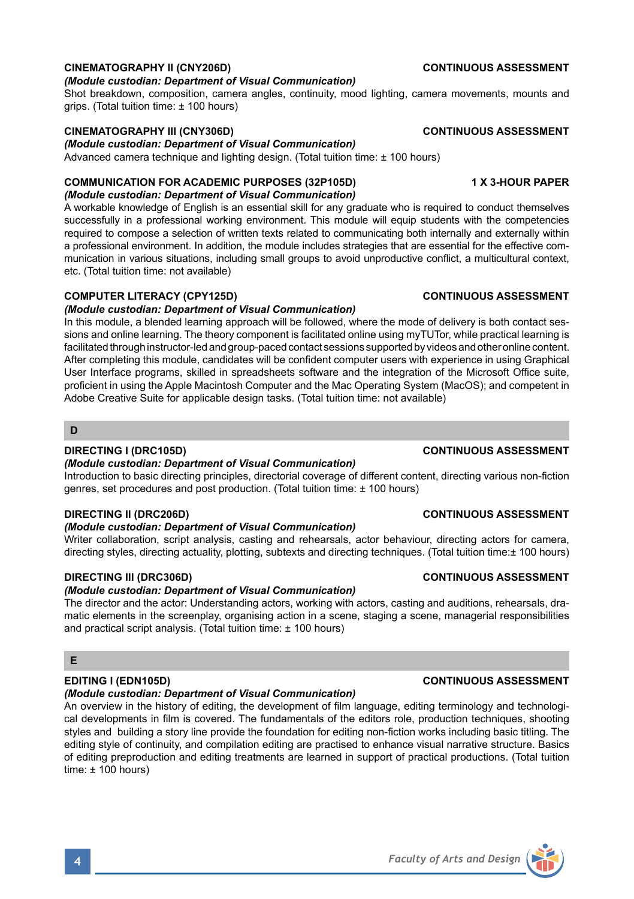**CINEMATOGRAPHY II (CNY206D)** **CONTINUOUS ASSESSMENT**

***(Module custodian: Department of Visual Communication)***

Shot breakdown, composition, camera angles, continuity, mood lighting, camera movements, mounts and grips. (Total tuition time: ± 100 hours)

**CINEMATOGRAPHY III (CNY306D)** **CONTINUOUS ASSESSMENT**

***(Module custodian: Department of Visual Communication)***

Advanced camera technique and lighting design. (Total tuition time: ± 100 hours)

**COMMUNICATION FOR ACADEMIC PURPOSES (32P105D)** **1 X 3-HOUR PAPER**

***(Module custodian: Department of Visual Communication)***

A workable knowledge of English is an essential skill for any graduate who is required to conduct themselves successfully in a professional working environment. This module will equip students with the competencies required to compose a selection of written texts related to communicating both internally and externally within a professional environment. In addition, the module includes strategies that are essential for the effective communication in various situations, including small groups to avoid unproductive conflict, a multicultural context, etc. (Total tuition time: not available)

**COMPUTER LITERACY (CPY125D)** **CONTINUOUS ASSESSMENT**

***(Module custodian: Department of Visual Communication)***

In this module, a blended learning approach will be followed, where the mode of delivery is both contact sessions and online learning. The theory component is facilitated online using myTUTor, while practical learning is facilitated through instructor-led and group-paced contact sessions supported by videos and other online content. After completing this module, candidates will be confident computer users with experience in using Graphical User Interface programs, skilled in spreadsheets software and the integration of the Microsoft Office suite, proficient in using the Apple Macintosh Computer and the Mac Operating System (MacOS); and competent in Adobe Creative Suite for applicable design tasks. (Total tuition time: not available)

## D

**DIRECTING I (DRC105D)** **CONTINUOUS ASSESSMENT**

***(Module custodian: Department of Visual Communication)***

Introduction to basic directing principles, directorial coverage of different content, directing various non-fiction genres, set procedures and post production. (Total tuition time: ± 100 hours)

**DIRECTING II (DRC206D)** **CONTINUOUS ASSESSMENT**

***(Module custodian: Department of Visual Communication)***

Writer collaboration, script analysis, casting and rehearsals, actor behaviour, directing actors for camera, directing styles, directing actuality, plotting, subtexts and directing techniques. (Total tuition time:± 100 hours)

**DIRECTING III (DRC306D)** **CONTINUOUS ASSESSMENT**

***(Module custodian: Department of Visual Communication)***

The director and the actor: Understanding actors, working with actors, casting and auditions, rehearsals, dramatic elements in the screenplay, organising action in a scene, staging a scene, managerial responsibilities and practical script analysis. (Total tuition time: ± 100 hours)

## E

**EDITING I (EDN105D)** **CONTINUOUS ASSESSMENT**

***(Module custodian: Department of Visual Communication)***

An overview in the history of editing, the development of film language, editing terminology and technological developments in film is covered. The fundamentals of the editors role, production techniques, shooting styles and building a story line provide the foundation for editing non-fiction works including basic titling. The editing style of continuity, and compilation editing are practised to enhance visual narrative structure. Basics of editing preproduction and editing treatments are learned in support of practical productions. (Total tuition time: ± 100 hours)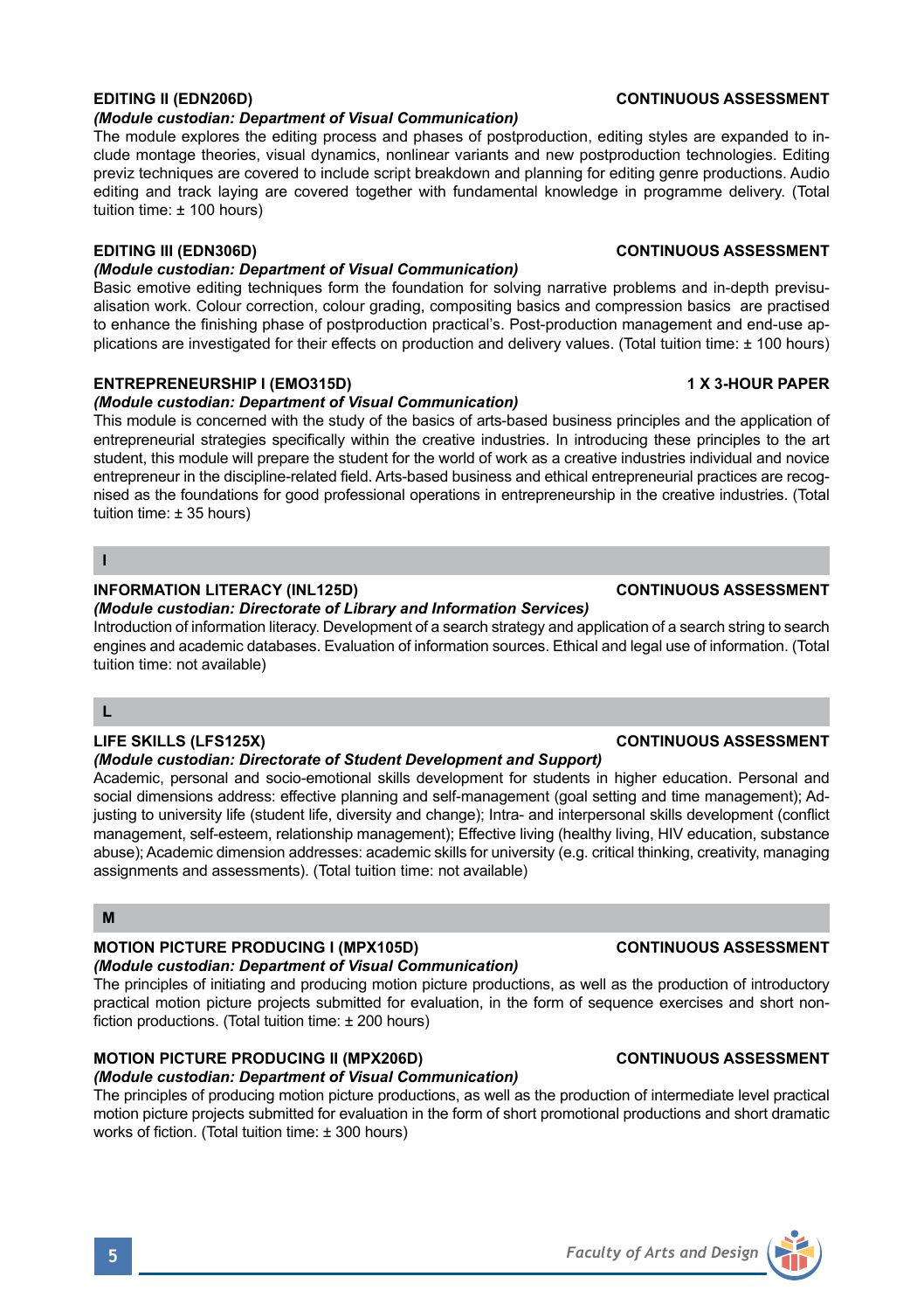**EDITING II (EDN206D)** **CONTINUOUS ASSESSMENT**

*(Module custodian: Department of Visual Communication)*

The module explores the editing process and phases of postproduction, editing styles are expanded to include montage theories, visual dynamics, nonlinear variants and new postproduction technologies. Editing previz techniques are covered to include script breakdown and planning for editing genre productions. Audio editing and track laying are covered together with fundamental knowledge in programme delivery. (Total tuition time: ± 100 hours)

**EDITING III (EDN306D)** **CONTINUOUS ASSESSMENT**

*(Module custodian: Department of Visual Communication)*

Basic emotive editing techniques form the foundation for solving narrative problems and in-depth previsualisation work. Colour correction, colour grading, compositing basics and compression basics are practised to enhance the finishing phase of postproduction practical's. Post-production management and end-use applications are investigated for their effects on production and delivery values. (Total tuition time: ± 100 hours)

**ENTREPRENEURSHIP I (EMO315D)** **1 X 3-HOUR PAPER**

*(Module custodian: Department of Visual Communication)*

This module is concerned with the study of the basics of arts-based business principles and the application of entrepreneurial strategies specifically within the creative industries. In introducing these principles to the art student, this module will prepare the student for the world of work as a creative industries individual and novice entrepreneur in the discipline-related field. Arts-based business and ethical entrepreneurial practices are recognised as the foundations for good professional operations in entrepreneurship in the creative industries. (Total tuition time: ± 35 hours)

## I

**INFORMATION LITERACY (INL125D)** **CONTINUOUS ASSESSMENT**

*(Module custodian: Directorate of Library and Information Services)*

Introduction of information literacy. Development of a search strategy and application of a search string to search engines and academic databases. Evaluation of information sources. Ethical and legal use of information. (Total tuition time: not available)

## L

**LIFE SKILLS (LFS125X)** **CONTINUOUS ASSESSMENT**

*(Module custodian: Directorate of Student Development and Support)*

Academic, personal and socio-emotional skills development for students in higher education. Personal and social dimensions address: effective planning and self-management (goal setting and time management); Adjusting to university life (student life, diversity and change); Intra- and interpersonal skills development (conflict management, self-esteem, relationship management); Effective living (healthy living, HIV education, substance abuse); Academic dimension addresses: academic skills for university (e.g. critical thinking, creativity, managing assignments and assessments). (Total tuition time: not available)

## M

**MOTION PICTURE PRODUCING I (MPX105D)** **CONTINUOUS ASSESSMENT**

*(Module custodian: Department of Visual Communication)*

The principles of initiating and producing motion picture productions, as well as the production of introductory practical motion picture projects submitted for evaluation, in the form of sequence exercises and short non-fiction productions. (Total tuition time: ± 200 hours)

**MOTION PICTURE PRODUCING II (MPX206D)** **CONTINUOUS ASSESSMENT**

*(Module custodian: Department of Visual Communication)*

The principles of producing motion picture productions, as well as the production of intermediate level practical motion picture projects submitted for evaluation in the form of short promotional productions and short dramatic works of fiction. (Total tuition time: ± 300 hours)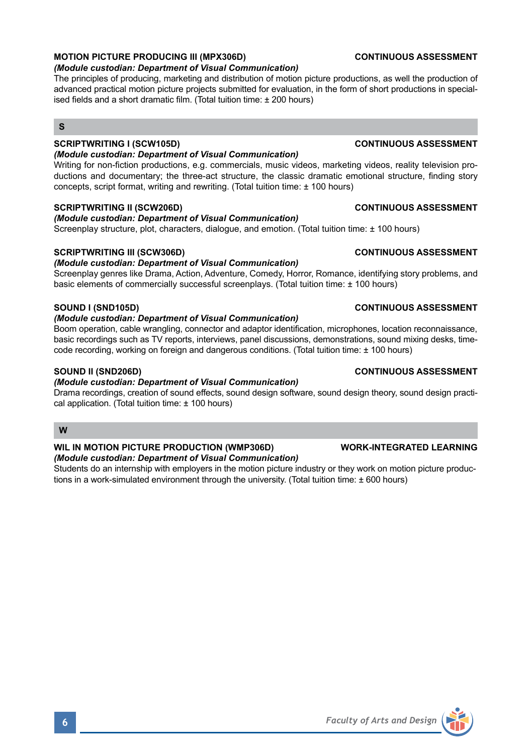**MOTION PICTURE PRODUCING III (MPX306D)** **CONTINUOUS ASSESSMENT**
***(Module custodian: Department of Visual Communication)***
The principles of producing, marketing and distribution of motion picture productions, as well the production of advanced practical motion picture projects submitted for evaluation, in the form of short productions in specialised fields and a short dramatic film. (Total tuition time: ± 200 hours)

## S

**SCRIPTWRITING I (SCW105D)** **CONTINUOUS ASSESSMENT**
***(Module custodian: Department of Visual Communication)***
Writing for non-fiction productions, e.g. commercials, music videos, marketing videos, reality television productions and documentary; the three-act structure, the classic dramatic emotional structure, finding story concepts, script format, writing and rewriting. (Total tuition time: ± 100 hours)

**SCRIPTWRITING II (SCW206D)** **CONTINUOUS ASSESSMENT**
***(Module custodian: Department of Visual Communication)***
Screenplay structure, plot, characters, dialogue, and emotion. (Total tuition time: ± 100 hours)

**SCRIPTWRITING III (SCW306D)** **CONTINUOUS ASSESSMENT**
***(Module custodian: Department of Visual Communication)***
Screenplay genres like Drama, Action, Adventure, Comedy, Horror, Romance, identifying story problems, and basic elements of commercially successful screenplays. (Total tuition time: ± 100 hours)

**SOUND I (SND105D)** **CONTINUOUS ASSESSMENT**
***(Module custodian: Department of Visual Communication)***
Boom operation, cable wrangling, connector and adaptor identification, microphones, location reconnaissance, basic recordings such as TV reports, interviews, panel discussions, demonstrations, sound mixing desks, timecode recording, working on foreign and dangerous conditions. (Total tuition time: ± 100 hours)

**SOUND II (SND206D)** **CONTINUOUS ASSESSMENT**
***(Module custodian: Department of Visual Communication)***
Drama recordings, creation of sound effects, sound design software, sound design theory, sound design practical application. (Total tuition time: ± 100 hours)

## W

**WIL IN MOTION PICTURE PRODUCTION (WMP306D)** **WORK-INTEGRATED LEARNING**
***(Module custodian: Department of Visual Communication)***
Students do an internship with employers in the motion picture industry or they work on motion picture productions in a work-simulated environment through the university. (Total tuition time: ± 600 hours)